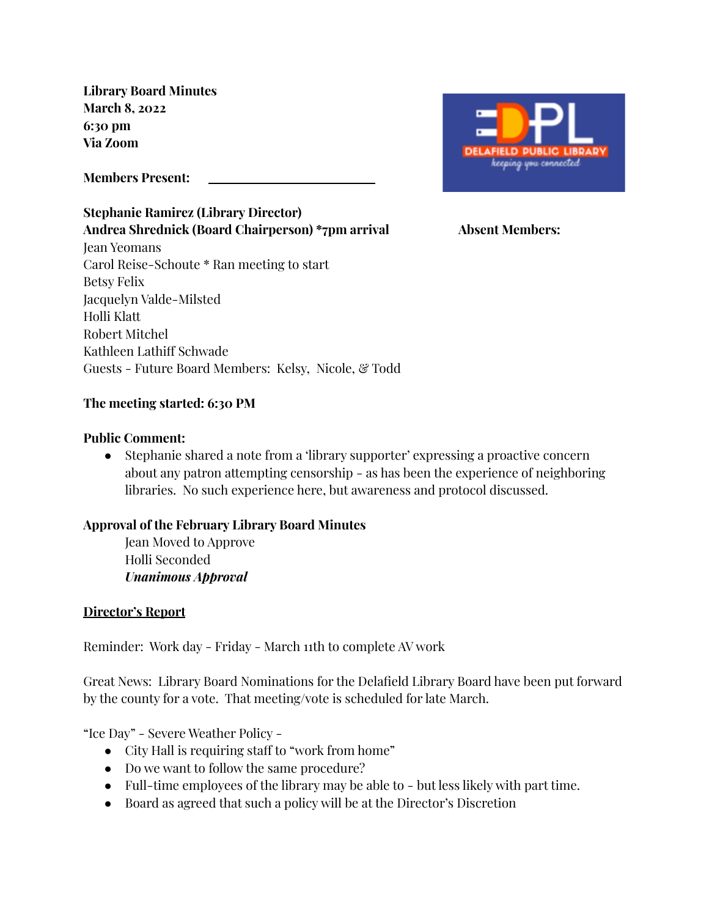**Library Board Minutes**
**March 8, 2022**
**6:30 pm**
**Via Zoom**

**Members Present:** ____________________

**Stephanie Ramirez (Library Director)**
**Andrea Shrednick (Board Chairperson) *7pm arrival**
Jean Yeomans
Carol Reise-Schoute * Ran meeting to start
Betsy Felix
Jacquelyn Valde-Milsted
Holli Klatt
Robert Mitchel
Kathleen Lathiff Schwade
Guests - Future Board Members: Kelsy, Nicole, & Todd

**Absent Members:**

**The meeting started: 6:30 PM**

**Public Comment:**

- Stephanie shared a note from a 'library supporter' expressing a proactive concern about any patron attempting censorship - as has been the experience of neighboring libraries. No such experience here, but awareness and protocol discussed.

**Approval of the February Library Board Minutes**

Jean Moved to Approve
Holli Seconded
***Unanimous Approval***

**Director's Report**

Reminder: Work day - Friday - March 11th to complete AV work

Great News: Library Board Nominations for the Delafield Library Board have been put forward by the county for a vote. That meeting/vote is scheduled for late March.

"Ice Day" - Severe Weather Policy -

- City Hall is requiring staff to "work from home"
- Do we want to follow the same procedure?
- Full-time employees of the library may be able to - but less likely with part time.
- Board as agreed that such a policy will be at the Director's Discretion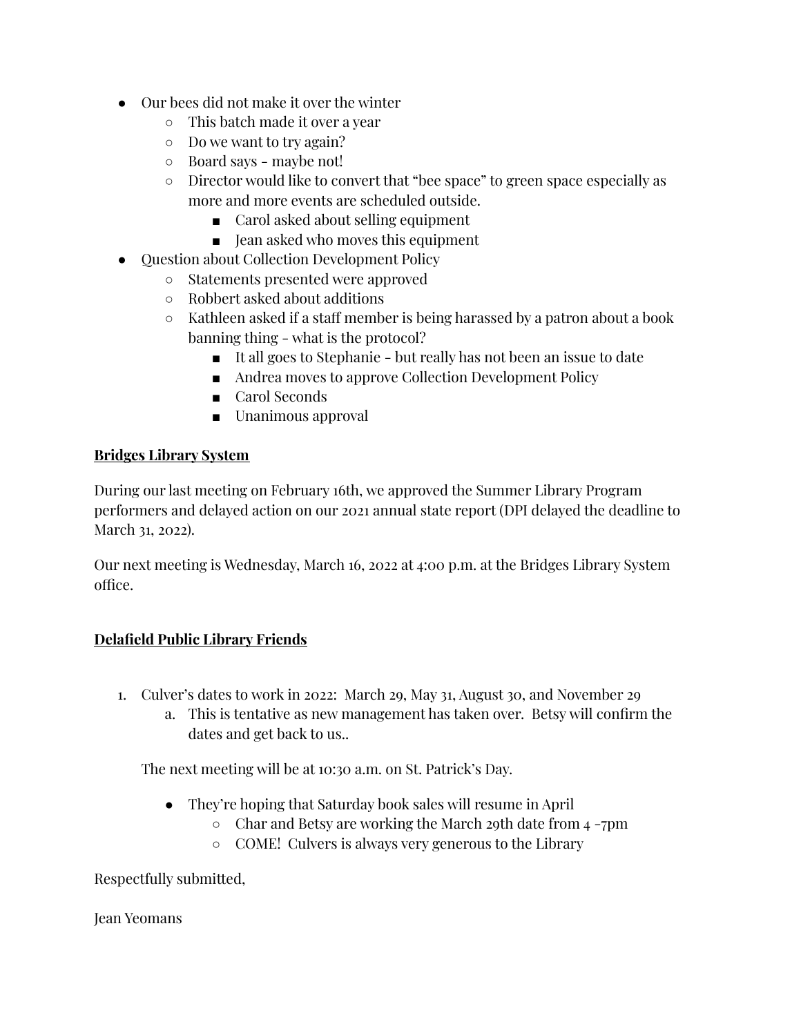- Our bees did not make it over the winter
    - This batch made it over a year
    - Do we want to try again?
    - Board says - maybe not!
    - Director would like to convert that "bee space" to green space especially as more and more events are scheduled outside.
        - Carol asked about selling equipment
        - Jean asked who moves this equipment
- Question about Collection Development Policy
    - Statements presented were approved
    - Robbert asked about additions
    - Kathleen asked if a staff member is being harassed by a patron about a book banning thing - what is the protocol?
        - It all goes to Stephanie - but really has not been an issue to date
        - Andrea moves to approve Collection Development Policy
        - Carol Seconds
        - Unanimous approval

**Bridges Library System**

During our last meeting on February 16th, we approved the Summer Library Program performers and delayed action on our 2021 annual state report (DPI delayed the deadline to March 31, 2022).

Our next meeting is Wednesday, March 16, 2022 at 4:00 p.m. at the Bridges Library System office.

**Delafield Public Library Friends**

1. Culver's dates to work in 2022: March 29, May 31, August 30, and November 29
    a. This is tentative as new management has taken over. Betsy will confirm the dates and get back to us..

The next meeting will be at 10:30 a.m. on St. Patrick's Day.

- They're hoping that Saturday book sales will resume in April
    - Char and Betsy are working the March 29th date from 4 -7pm
    - COME! Culvers is always very generous to the Library

Respectfully submitted,

Jean Yeomans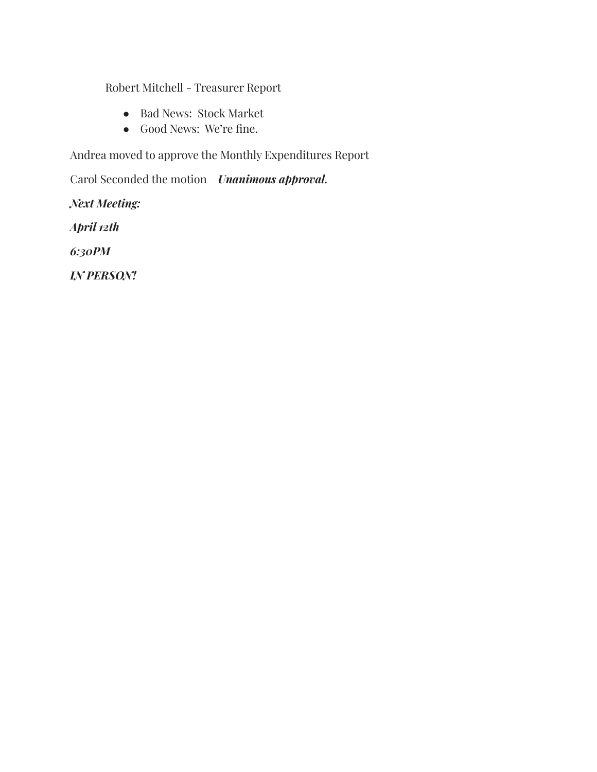Robert Mitchell - Treasurer Report

- Bad News:  Stock Market
- Good News:  We're fine.

Andrea moved to approve the Monthly Expenditures Report

Carol Seconded the motion ***Unanimous approval.***

***Next Meeting:***

***April 12th***

***6:30PM***

***IN PERSON!***